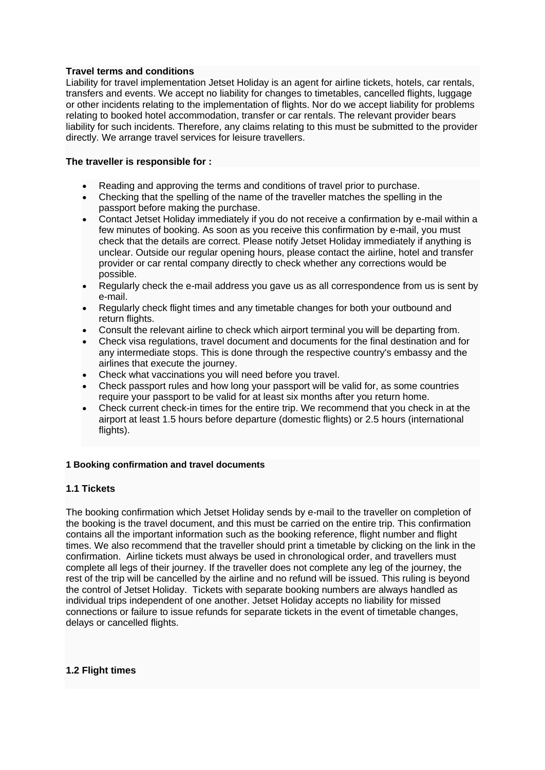**Travel terms and conditions**

Liability for travel implementation Jetset Holiday is an agent for airline tickets, hotels, car rentals, transfers and events. We accept no liability for changes to timetables, cancelled flights, luggage or other incidents relating to the implementation of flights. Nor do we accept liability for problems relating to booked hotel accommodation, transfer or car rentals. The relevant provider bears liability for such incidents. Therefore, any claims relating to this must be submitted to the provider directly. We arrange travel services for leisure travellers.

**The traveller is responsible for :**

- Reading and approving the terms and conditions of travel prior to purchase.
- Checking that the spelling of the name of the traveller matches the spelling in the passport before making the purchase.
- Contact Jetset Holiday immediately if you do not receive a confirmation by e-mail within a few minutes of booking. As soon as you receive this confirmation by e-mail, you must check that the details are correct. Please notify Jetset Holiday immediately if anything is unclear. Outside our regular opening hours, please contact the airline, hotel and transfer provider or car rental company directly to check whether any corrections would be possible.
- Regularly check the e-mail address you gave us as all correspondence from us is sent by e-mail.
- Regularly check flight times and any timetable changes for both your outbound and return flights.
- Consult the relevant airline to check which airport terminal you will be departing from.
- Check visa regulations, travel document and documents for the final destination and for any intermediate stops. This is done through the respective country's embassy and the airlines that execute the journey.
- Check what vaccinations you will need before you travel.
- Check passport rules and how long your passport will be valid for, as some countries require your passport to be valid for at least six months after you return home.
- Check current check-in times for the entire trip. We recommend that you check in at the airport at least 1.5 hours before departure (domestic flights) or 2.5 hours (international flights).

#### 1 Booking confirmation and travel documents

### 1.1 Tickets

The booking confirmation which Jetset Holiday sends by e-mail to the traveller on completion of the booking is the travel document, and this must be carried on the entire trip. This confirmation contains all the important information such as the booking reference, flight number and flight times. We also recommend that the traveller should print a timetable by clicking on the link in the confirmation. Airline tickets must always be used in chronological order, and travellers must complete all legs of their journey. If the traveller does not complete any leg of the journey, the rest of the trip will be cancelled by the airline and no refund will be issued. This ruling is beyond the control of Jetset Holiday. Tickets with separate booking numbers are always handled as individual trips independent of one another. Jetset Holiday accepts no liability for missed connections or failure to issue refunds for separate tickets in the event of timetable changes, delays or cancelled flights.

### 1.2 Flight times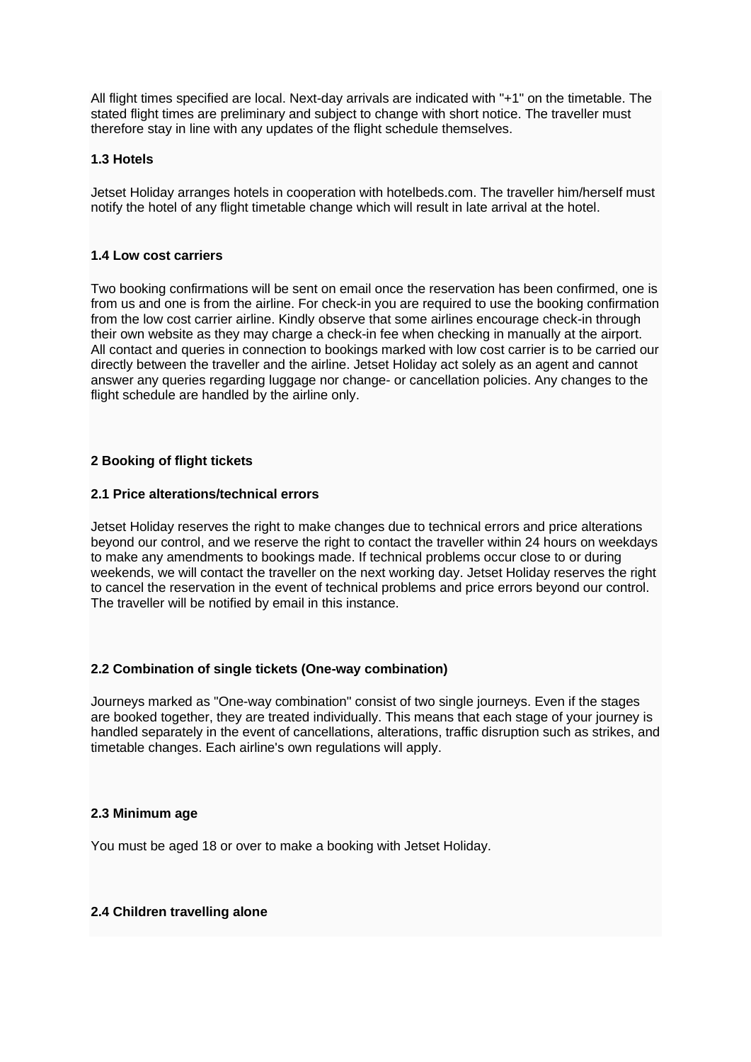All flight times specified are local. Next-day arrivals are indicated with "+1" on the timetable. The stated flight times are preliminary and subject to change with short notice. The traveller must therefore stay in line with any updates of the flight schedule themselves.

### 1.3 Hotels

Jetset Holiday arranges hotels in cooperation with hotelbeds.com. The traveller him/herself must notify the hotel of any flight timetable change which will result in late arrival at the hotel.

### 1.4 Low cost carriers

Two booking confirmations will be sent on email once the reservation has been confirmed, one is from us and one is from the airline. For check-in you are required to use the booking confirmation from the low cost carrier airline. Kindly observe that some airlines encourage check-in through their own website as they may charge a check-in fee when checking in manually at the airport. All contact and queries in connection to bookings marked with low cost carrier is to be carried our directly between the traveller and the airline. Jetset Holiday act solely as an agent and cannot answer any queries regarding luggage nor change- or cancellation policies. Any changes to the flight schedule are handled by the airline only.

## 2 Booking of flight tickets

### 2.1 Price alterations/technical errors

Jetset Holiday reserves the right to make changes due to technical errors and price alterations beyond our control, and we reserve the right to contact the traveller within 24 hours on weekdays to make any amendments to bookings made. If technical problems occur close to or during weekends, we will contact the traveller on the next working day. Jetset Holiday reserves the right to cancel the reservation in the event of technical problems and price errors beyond our control. The traveller will be notified by email in this instance.

### 2.2 Combination of single tickets (One-way combination)

Journeys marked as "One-way combination" consist of two single journeys. Even if the stages are booked together, they are treated individually. This means that each stage of your journey is handled separately in the event of cancellations, alterations, traffic disruption such as strikes, and timetable changes. Each airline's own regulations will apply.

### 2.3 Minimum age

You must be aged 18 or over to make a booking with Jetset Holiday.

### 2.4 Children travelling alone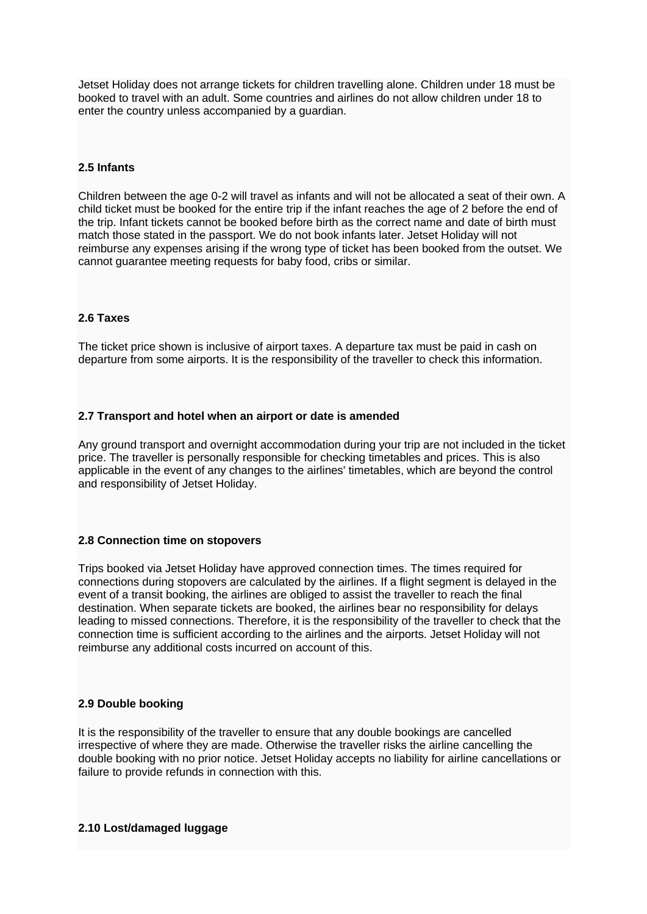Jetset Holiday does not arrange tickets for children travelling alone. Children under 18 must be booked to travel with an adult. Some countries and airlines do not allow children under 18 to enter the country unless accompanied by a guardian.

**2.5 Infants**

Children between the age 0-2 will travel as infants and will not be allocated a seat of their own. A child ticket must be booked for the entire trip if the infant reaches the age of 2 before the end of the trip. Infant tickets cannot be booked before birth as the correct name and date of birth must match those stated in the passport. We do not book infants later. Jetset Holiday will not reimburse any expenses arising if the wrong type of ticket has been booked from the outset. We cannot guarantee meeting requests for baby food, cribs or similar.

**2.6 Taxes**

The ticket price shown is inclusive of airport taxes. A departure tax must be paid in cash on departure from some airports. It is the responsibility of the traveller to check this information.

**2.7 Transport and hotel when an airport or date is amended**

Any ground transport and overnight accommodation during your trip are not included in the ticket price. The traveller is personally responsible for checking timetables and prices. This is also applicable in the event of any changes to the airlines' timetables, which are beyond the control and responsibility of Jetset Holiday.

**2.8 Connection time on stopovers**

Trips booked via Jetset Holiday have approved connection times. The times required for connections during stopovers are calculated by the airlines. If a flight segment is delayed in the event of a transit booking, the airlines are obliged to assist the traveller to reach the final destination. When separate tickets are booked, the airlines bear no responsibility for delays leading to missed connections. Therefore, it is the responsibility of the traveller to check that the connection time is sufficient according to the airlines and the airports. Jetset Holiday will not reimburse any additional costs incurred on account of this.

**2.9 Double booking**

It is the responsibility of the traveller to ensure that any double bookings are cancelled irrespective of where they are made. Otherwise the traveller risks the airline cancelling the double booking with no prior notice. Jetset Holiday accepts no liability for airline cancellations or failure to provide refunds in connection with this.

**2.10 Lost/damaged luggage**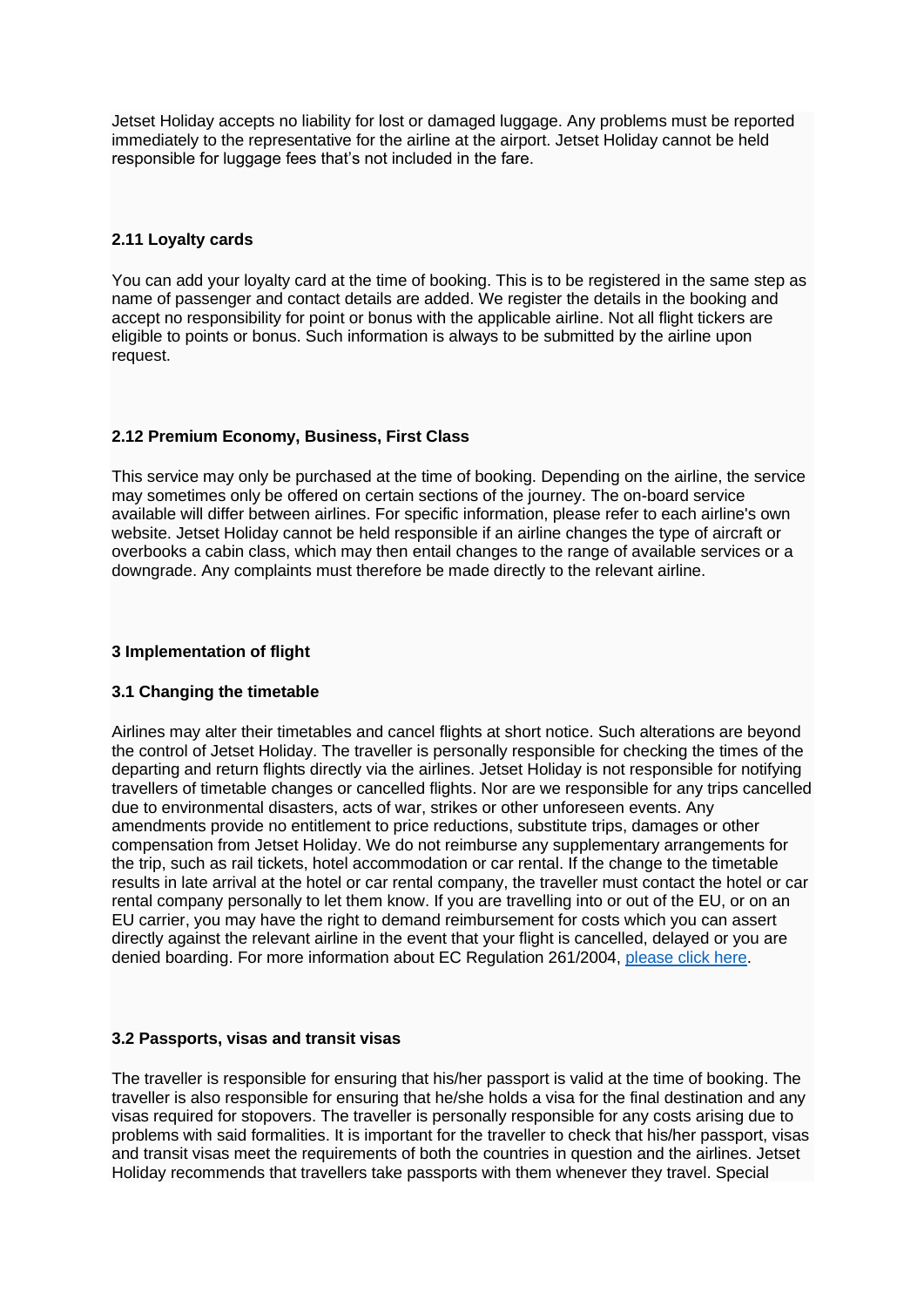Jetset Holiday accepts no liability for lost or damaged luggage. Any problems must be reported immediately to the representative for the airline at the airport. Jetset Holiday cannot be held responsible for luggage fees that's not included in the fare.

### 2.11 Loyalty cards

You can add your loyalty card at the time of booking. This is to be registered in the same step as name of passenger and contact details are added. We register the details in the booking and accept no responsibility for point or bonus with the applicable airline. Not all flight tickers are eligible to points or bonus. Such information is always to be submitted by the airline upon request.

### 2.12 Premium Economy, Business, First Class

This service may only be purchased at the time of booking. Depending on the airline, the service may sometimes only be offered on certain sections of the journey. The on-board service available will differ between airlines. For specific information, please refer to each airline's own website. Jetset Holiday cannot be held responsible if an airline changes the type of aircraft or overbooks a cabin class, which may then entail changes to the range of available services or a downgrade. Any complaints must therefore be made directly to the relevant airline.

## 3 Implementation of flight

### 3.1 Changing the timetable

Airlines may alter their timetables and cancel flights at short notice. Such alterations are beyond the control of Jetset Holiday. The traveller is personally responsible for checking the times of the departing and return flights directly via the airlines. Jetset Holiday is not responsible for notifying travellers of timetable changes or cancelled flights. Nor are we responsible for any trips cancelled due to environmental disasters, acts of war, strikes or other unforeseen events. Any amendments provide no entitlement to price reductions, substitute trips, damages or other compensation from Jetset Holiday. We do not reimburse any supplementary arrangements for the trip, such as rail tickets, hotel accommodation or car rental. If the change to the timetable results in late arrival at the hotel or car rental company, the traveller must contact the hotel or car rental company personally to let them know. If you are travelling into or out of the EU, or on an EU carrier, you may have the right to demand reimbursement for costs which you can assert directly against the relevant airline in the event that your flight is cancelled, delayed or you are denied boarding. For more information about EC Regulation 261/2004, please click here.

### 3.2 Passports, visas and transit visas

The traveller is responsible for ensuring that his/her passport is valid at the time of booking. The traveller is also responsible for ensuring that he/she holds a visa for the final destination and any visas required for stopovers. The traveller is personally responsible for any costs arising due to problems with said formalities. It is important for the traveller to check that his/her passport, visas and transit visas meet the requirements of both the countries in question and the airlines. Jetset Holiday recommends that travellers take passports with them whenever they travel. Special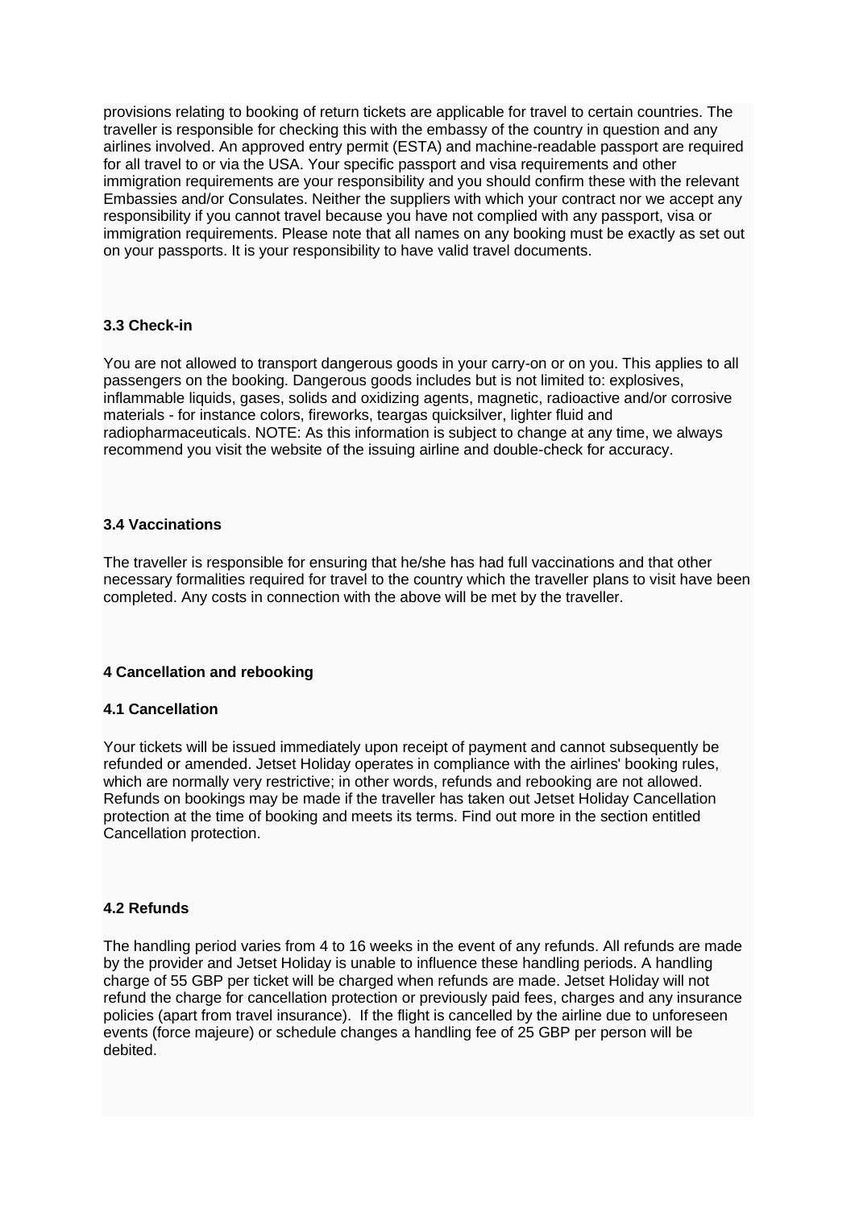provisions relating to booking of return tickets are applicable for travel to certain countries. The traveller is responsible for checking this with the embassy of the country in question and any airlines involved. An approved entry permit (ESTA) and machine-readable passport are required for all travel to or via the USA. Your specific passport and visa requirements and other immigration requirements are your responsibility and you should confirm these with the relevant Embassies and/or Consulates. Neither the suppliers with which your contract nor we accept any responsibility if you cannot travel because you have not complied with any passport, visa or immigration requirements. Please note that all names on any booking must be exactly as set out on your passports. It is your responsibility to have valid travel documents.

### 3.3 Check-in

You are not allowed to transport dangerous goods in your carry-on or on you. This applies to all passengers on the booking. Dangerous goods includes but is not limited to: explosives, inflammable liquids, gases, solids and oxidizing agents, magnetic, radioactive and/or corrosive materials - for instance colors, fireworks, teargas quicksilver, lighter fluid and radiopharmaceuticals. NOTE: As this information is subject to change at any time, we always recommend you visit the website of the issuing airline and double-check for accuracy.

### 3.4 Vaccinations

The traveller is responsible for ensuring that he/she has had full vaccinations and that other necessary formalities required for travel to the country which the traveller plans to visit have been completed. Any costs in connection with the above will be met by the traveller.

## 4 Cancellation and rebooking

### 4.1 Cancellation

Your tickets will be issued immediately upon receipt of payment and cannot subsequently be refunded or amended. Jetset Holiday operates in compliance with the airlines' booking rules, which are normally very restrictive; in other words, refunds and rebooking are not allowed. Refunds on bookings may be made if the traveller has taken out Jetset Holiday Cancellation protection at the time of booking and meets its terms. Find out more in the section entitled Cancellation protection.

### 4.2 Refunds

The handling period varies from 4 to 16 weeks in the event of any refunds. All refunds are made by the provider and Jetset Holiday is unable to influence these handling periods. A handling charge of 55 GBP per ticket will be charged when refunds are made. Jetset Holiday will not refund the charge for cancellation protection or previously paid fees, charges and any insurance policies (apart from travel insurance). If the flight is cancelled by the airline due to unforeseen events (force majeure) or schedule changes a handling fee of 25 GBP per person will be debited.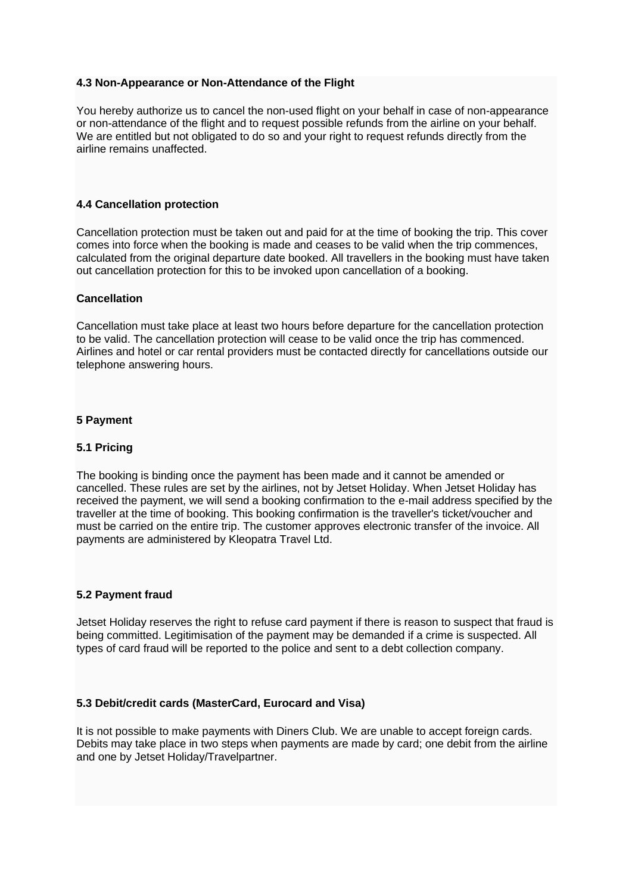### 4.3 Non-Appearance or Non-Attendance of the Flight

You hereby authorize us to cancel the non-used flight on your behalf in case of non-appearance or non-attendance of the flight and to request possible refunds from the airline on your behalf. We are entitled but not obligated to do so and your right to request refunds directly from the airline remains unaffected.

### 4.4 Cancellation protection

Cancellation protection must be taken out and paid for at the time of booking the trip. This cover comes into force when the booking is made and ceases to be valid when the trip commences, calculated from the original departure date booked. All travellers in the booking must have taken out cancellation protection for this to be invoked upon cancellation of a booking.

#### Cancellation

Cancellation must take place at least two hours before departure for the cancellation protection to be valid. The cancellation protection will cease to be valid once the trip has commenced. Airlines and hotel or car rental providers must be contacted directly for cancellations outside our telephone answering hours.

## 5 Payment

### 5.1 Pricing

The booking is binding once the payment has been made and it cannot be amended or cancelled. These rules are set by the airlines, not by Jetset Holiday. When Jetset Holiday has received the payment, we will send a booking confirmation to the e-mail address specified by the traveller at the time of booking. This booking confirmation is the traveller's ticket/voucher and must be carried on the entire trip. The customer approves electronic transfer of the invoice. All payments are administered by Kleopatra Travel Ltd.

### 5.2 Payment fraud

Jetset Holiday reserves the right to refuse card payment if there is reason to suspect that fraud is being committed. Legitimisation of the payment may be demanded if a crime is suspected. All types of card fraud will be reported to the police and sent to a debt collection company.

### 5.3 Debit/credit cards (MasterCard, Eurocard and Visa)

It is not possible to make payments with Diners Club. We are unable to accept foreign cards. Debits may take place in two steps when payments are made by card; one debit from the airline and one by Jetset Holiday/Travelpartner.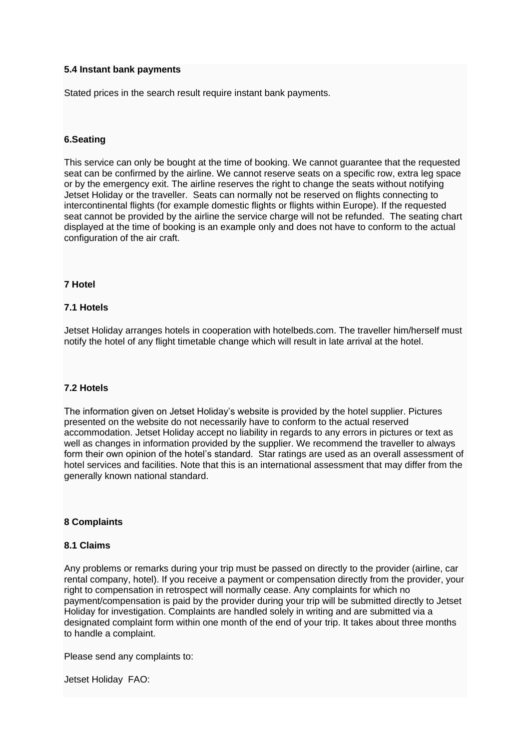**5.4 Instant bank payments**

Stated prices in the search result require instant bank payments.

**6.Seating**

This service can only be bought at the time of booking. We cannot guarantee that the requested seat can be confirmed by the airline. We cannot reserve seats on a specific row, extra leg space or by the emergency exit. The airline reserves the right to change the seats without notifying Jetset Holiday or the traveller.  Seats can normally not be reserved on flights connecting to intercontinental flights (for example domestic flights or flights within Europe). If the requested seat cannot be provided by the airline the service charge will not be refunded.  The seating chart displayed at the time of booking is an example only and does not have to conform to the actual configuration of the air craft.

**7 Hotel**

**7.1 Hotels**

Jetset Holiday arranges hotels in cooperation with hotelbeds.com. The traveller him/herself must notify the hotel of any flight timetable change which will result in late arrival at the hotel.

**7.2 Hotels**

The information given on Jetset Holiday's website is provided by the hotel supplier. Pictures presented on the website do not necessarily have to conform to the actual reserved accommodation. Jetset Holiday accept no liability in regards to any errors in pictures or text as well as changes in information provided by the supplier. We recommend the traveller to always form their own opinion of the hotel's standard.  Star ratings are used as an overall assessment of hotel services and facilities. Note that this is an international assessment that may differ from the generally known national standard.

**8 Complaints**

**8.1 Claims**

Any problems or remarks during your trip must be passed on directly to the provider (airline, car rental company, hotel). If you receive a payment or compensation directly from the provider, your right to compensation in retrospect will normally cease. Any complaints for which no payment/compensation is paid by the provider during your trip will be submitted directly to Jetset Holiday for investigation. Complaints are handled solely in writing and are submitted via a designated complaint form within one month of the end of your trip. It takes about three months to handle a complaint.

Please send any complaints to:

Jetset Holiday  FAO: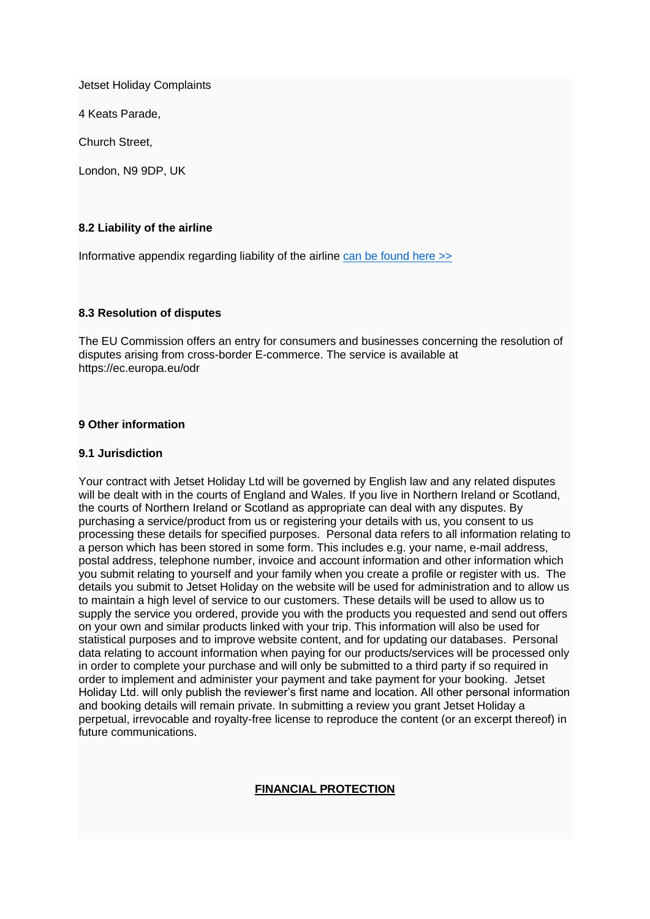Jetset Holiday Complaints

4 Keats Parade,

Church Street,

London, N9 9DP, UK

### 8.2 Liability of the airline

Informative appendix regarding liability of the airline [can be found here >>]

### 8.3 Resolution of disputes

The EU Commission offers an entry for consumers and businesses concerning the resolution of disputes arising from cross-border E-commerce. The service is available at https://ec.europa.eu/odr

## 9 Other information

### 9.1 Jurisdiction

Your contract with Jetset Holiday Ltd will be governed by English law and any related disputes will be dealt with in the courts of England and Wales. If you live in Northern Ireland or Scotland, the courts of Northern Ireland or Scotland as appropriate can deal with any disputes. By purchasing a service/product from us or registering your details with us, you consent to us processing these details for specified purposes. Personal data refers to all information relating to a person which has been stored in some form. This includes e.g. your name, e-mail address, postal address, telephone number, invoice and account information and other information which you submit relating to yourself and your family when you create a profile or register with us. The details you submit to Jetset Holiday on the website will be used for administration and to allow us to maintain a high level of service to our customers. These details will be used to allow us to supply the service you ordered, provide you with the products you requested and send out offers on your own and similar products linked with your trip. This information will also be used for statistical purposes and to improve website content, and for updating our databases. Personal data relating to account information when paying for our products/services will be processed only in order to complete your purchase and will only be submitted to a third party if so required in order to implement and administer your payment and take payment for your booking. Jetset Holiday Ltd. will only publish the reviewer's first name and location. All other personal information and booking details will remain private. In submitting a review you grant Jetset Holiday a perpetual, irrevocable and royalty-free license to reproduce the content (or an excerpt thereof) in future communications.

**FINANCIAL PROTECTION**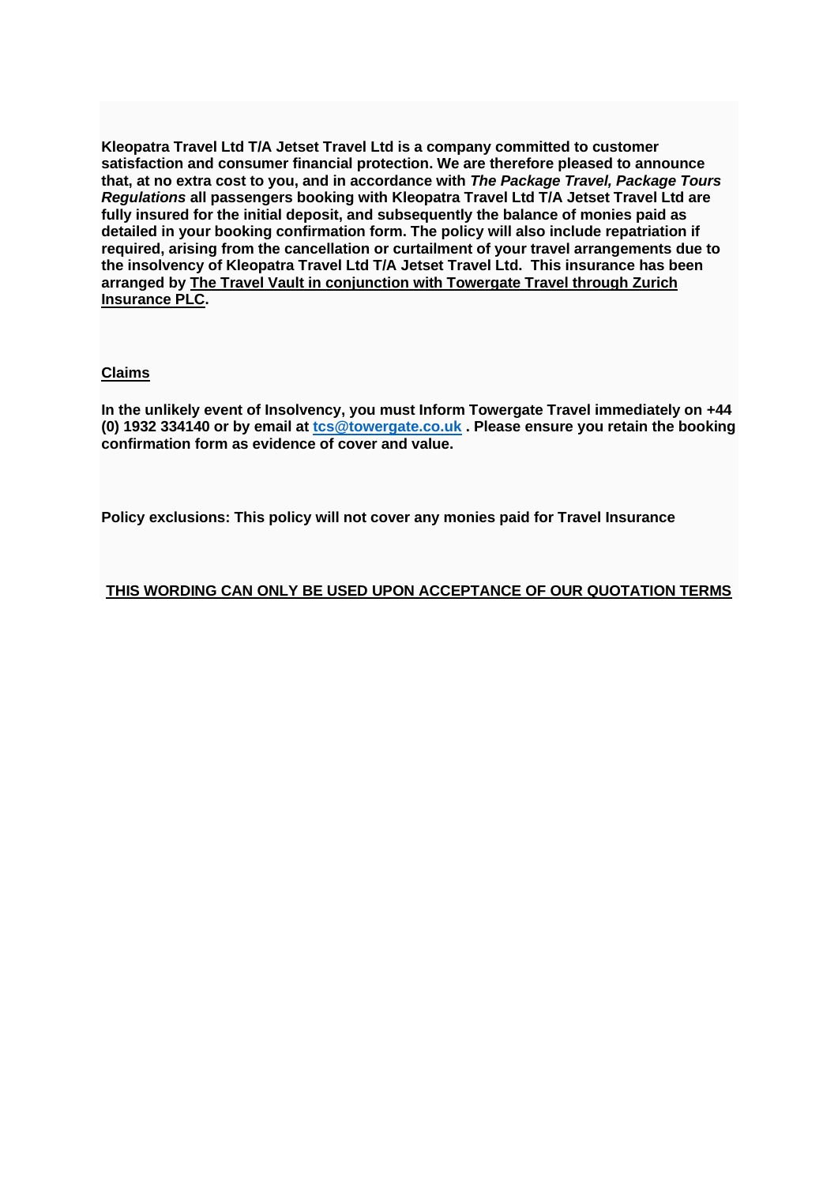**Kleopatra Travel Ltd T/A Jetset Travel Ltd is a company committed to customer satisfaction and consumer financial protection. We are therefore pleased to announce that, at no extra cost to you, and in accordance with *The Package Travel, Package Tours Regulations* all passengers booking with Kleopatra Travel Ltd T/A Jetset Travel Ltd are fully insured for the initial deposit, and subsequently the balance of monies paid as detailed in your booking confirmation form. The policy will also include repatriation if required, arising from the cancellation or curtailment of your travel arrangements due to the insolvency of Kleopatra Travel Ltd T/A Jetset Travel Ltd. This insurance has been arranged by The Travel Vault in conjunction with Towergate Travel through Zurich Insurance PLC.**

**Claims**

**In the unlikely event of Insolvency, you must Inform Towergate Travel immediately on +44 (0) 1932 334140 or by email at tcs@towergate.co.uk . Please ensure you retain the booking confirmation form as evidence of cover and value.**

**Policy exclusions: This policy will not cover any monies paid for Travel Insurance**

**THIS WORDING CAN ONLY BE USED UPON ACCEPTANCE OF OUR QUOTATION TERMS**